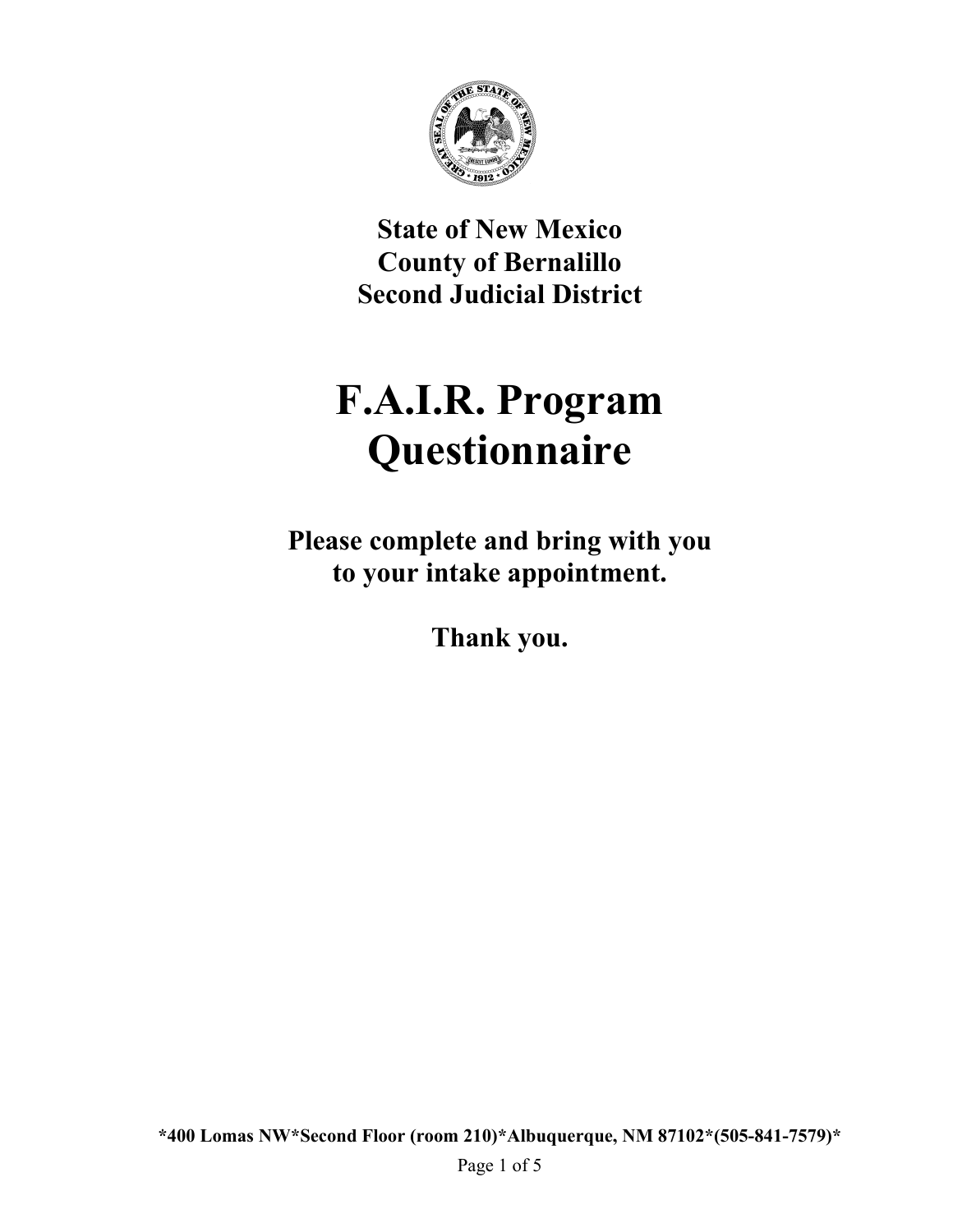**State of New Mexico**
**County of Bernalillo**
**Second Judicial District**

# F.A.I.R. Program Questionnaire

**Please complete and bring with you to your intake appointment.**

**Thank you.**

**\*400 Lomas NW\*Second Floor (room 210)\*Albuquerque, NM 87102\*(505-841-7579)\***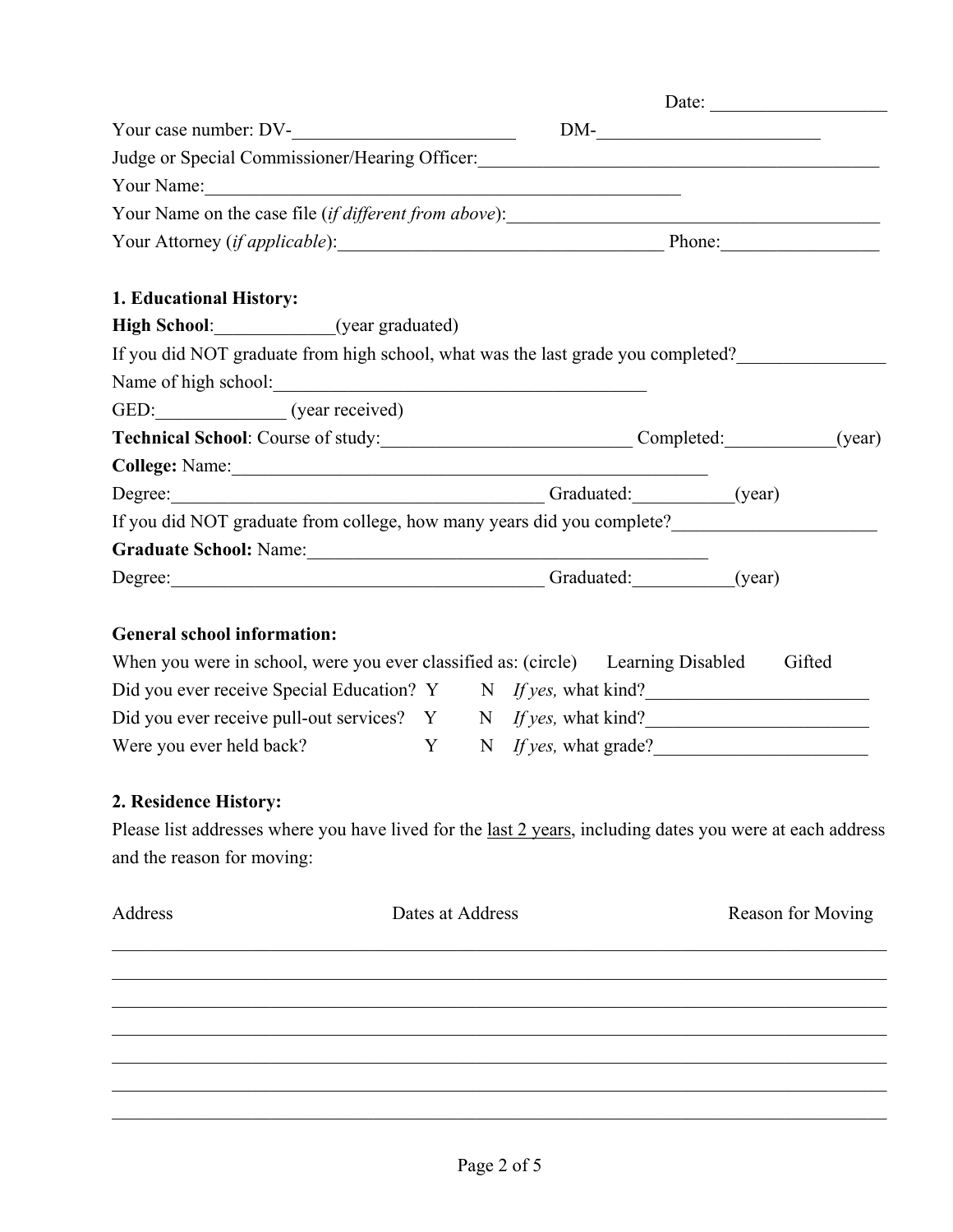Date: ___________________

Your case number: DV-________________________ DM-________________________

Judge or Special Commissioner/Hearing Officer:____________________________________________

Your Name:______________________________________________________

Your Name on the case file (*if different from above*):________________________________________

Your Attorney (*if applicable*):___________________________________ Phone:_________________

**1. Educational History:**

**High School**:_____________(year graduated)

If you did NOT graduate from high school, what was the last grade you completed?________________

Name of high school:_________________________________________

GED:______________ (year received)

**Technical School**: Course of study:___________________________ Completed:____________(year)

**College:** Name:_____________________________________________________

Degree:________________________________________ Graduated:___________(year)

If you did NOT graduate from college, how many years did you complete?______________________

**Graduate School:** Name:__________________________________________

Degree:________________________________________ Graduated:___________(year)

**General school information:**

When you were in school, were you ever classified as: (circle) Learning Disabled Gifted

Did you ever receive Special Education? Y N *If yes,* what kind?________________________

Did you ever receive pull-out services? Y N *If yes,* what kind?________________________

Were you ever held back? Y N *If yes,* what grade?_______________________

**2. Residence History:**

Please list addresses where you have lived for the last 2 years, including dates you were at each address and the reason for moving:

| Address | Dates at Address | Reason for Moving |
| --- | --- | --- |
| | | |
| | | |
| | | |
| | | |
| | | |
| | | |
| | | |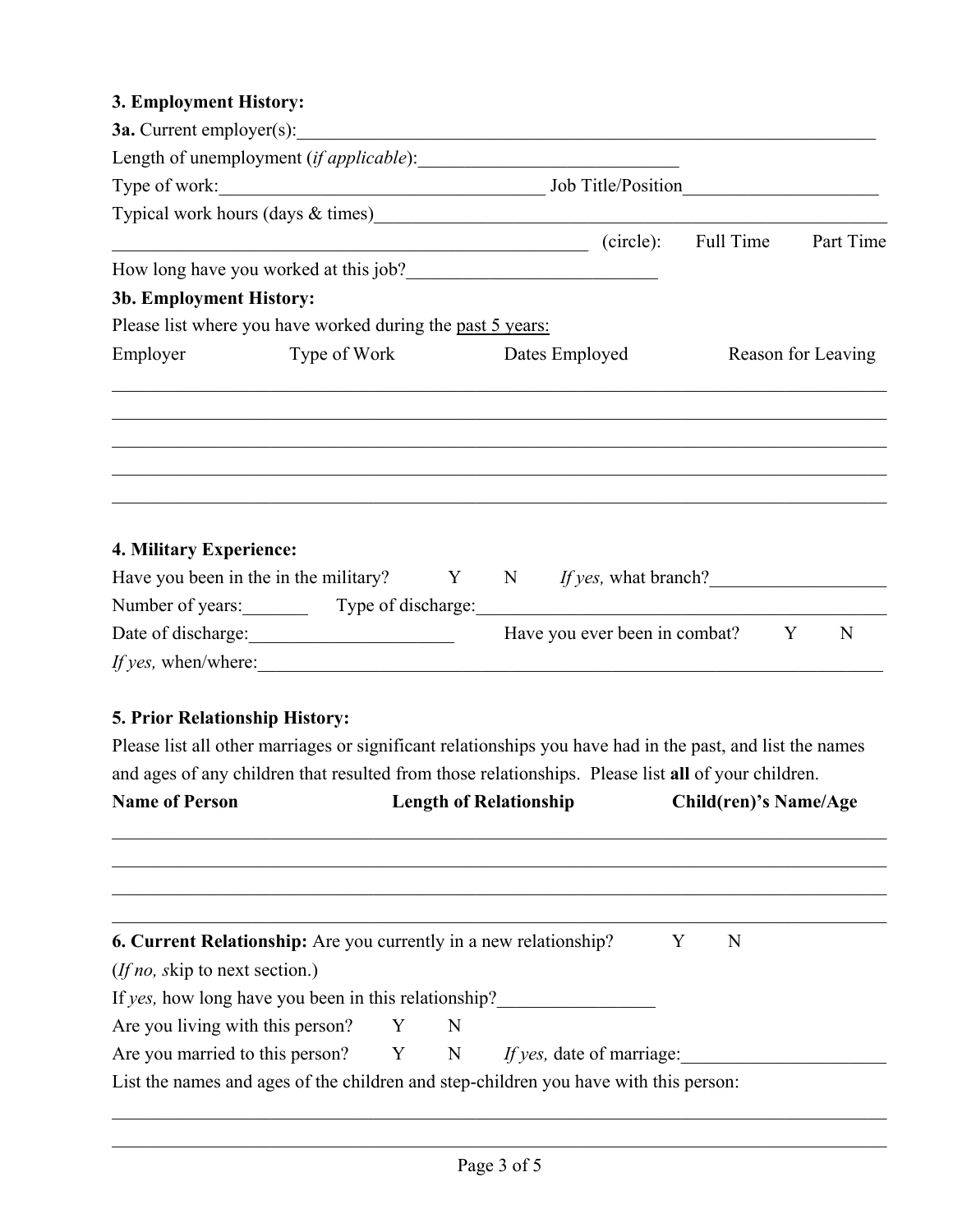**3. Employment History:**

**3a.** Current employer(s):\_\_\_\_\_\_\_\_\_\_\_\_\_\_\_\_\_\_\_\_\_\_\_\_\_\_\_\_\_\_\_\_\_\_\_\_\_\_\_\_\_\_\_\_\_\_\_\_\_\_\_\_\_\_\_\_\_\_\_\_

Length of unemployment (*if applicable*):\_\_\_\_\_\_\_\_\_\_\_\_\_\_\_\_\_\_\_\_\_\_\_\_\_\_\_\_

Type of work:\_\_\_\_\_\_\_\_\_\_\_\_\_\_\_\_\_\_\_\_\_\_\_\_\_\_\_\_\_\_\_\_\_\_\_ Job Title/Position\_\_\_\_\_\_\_\_\_\_\_\_\_\_\_\_\_\_\_\_\_

Typical work hours (days & times)\_\_\_\_\_\_\_\_\_\_\_\_\_\_\_\_\_\_\_\_\_\_\_\_\_\_\_\_\_\_\_\_\_\_\_\_\_\_\_\_\_\_\_\_\_\_\_\_\_\_\_\_\_\_

\_\_\_\_\_\_\_\_\_\_\_\_\_\_\_\_\_\_\_\_\_\_\_\_\_\_\_\_\_\_\_\_\_\_\_\_\_\_\_\_\_\_\_\_\_\_\_\_\_\_\_\_ (circle): Full Time Part Time

How long have you worked at this job?\_\_\_\_\_\_\_\_\_\_\_\_\_\_\_\_\_\_\_\_\_\_\_\_\_\_\_\_

**3b. Employment History:**

Please list where you have worked during the past 5 years:

| Employer | Type of Work | Dates Employed | Reason for Leaving |
|---|---|---|---|
| | | | |
| | | | |
| | | | |
| | | | |
| | | | |

**4. Military Experience:**

Have you been in the in the military? Y N *If yes,* what branch?\_\_\_\_\_\_\_\_\_\_\_\_\_\_\_\_\_\_\_\_

Number of years:\_\_\_\_\_\_\_ Type of discharge:\_\_\_\_\_\_\_\_\_\_\_\_\_\_\_\_\_\_\_\_\_\_\_\_\_\_\_\_\_\_\_\_\_\_\_\_\_\_\_\_\_\_\_\_\_\_

Date of discharge:\_\_\_\_\_\_\_\_\_\_\_\_\_\_\_\_\_\_\_\_\_\_ Have you ever been in combat? Y N

*If yes,* when/where:\_\_\_\_\_\_\_\_\_\_\_\_\_\_\_\_\_\_\_\_\_\_\_\_\_\_\_\_\_\_\_\_\_\_\_\_\_\_\_\_\_\_\_\_\_\_\_\_\_\_\_\_\_\_\_\_\_\_\_\_\_\_\_\_\_\_\_\_\_\_

**5. Prior Relationship History:**

Please list all other marriages or significant relationships you have had in the past, and list the names and ages of any children that resulted from those relationships. Please list **all** of your children.

| **Name of Person** | **Length of Relationship** | **Child(ren)'s Name/Age** |
|---|---|---|
| | | |
| | | |
| | | |
| | | |

**6. Current Relationship:** Are you currently in a new relationship? Y N

(*If no, s*kip to next section.)

If *yes,* how long have you been in this relationship?\_\_\_\_\_\_\_\_\_\_\_\_\_\_\_\_\_

Are you living with this person? Y N

Are you married to this person? Y N *If yes,* date of marriage:\_\_\_\_\_\_\_\_\_\_\_\_\_\_\_\_\_\_\_\_\_\_

List the names and ages of the children and step-children you have with this person:

\_\_\_\_\_\_\_\_\_\_\_\_\_\_\_\_\_\_\_\_\_\_\_\_\_\_\_\_\_\_\_\_\_\_\_\_\_\_\_\_\_\_\_\_\_\_\_\_\_\_\_\_\_\_\_\_\_\_\_\_\_\_\_\_\_\_\_\_\_\_\_\_\_\_\_\_\_\_\_\_\_\_\_\_\_\_\_\_

\_\_\_\_\_\_\_\_\_\_\_\_\_\_\_\_\_\_\_\_\_\_\_\_\_\_\_\_\_\_\_\_\_\_\_\_\_\_\_\_\_\_\_\_\_\_\_\_\_\_\_\_\_\_\_\_\_\_\_\_\_\_\_\_\_\_\_\_\_\_\_\_\_\_\_\_\_\_\_\_\_\_\_\_\_\_\_\_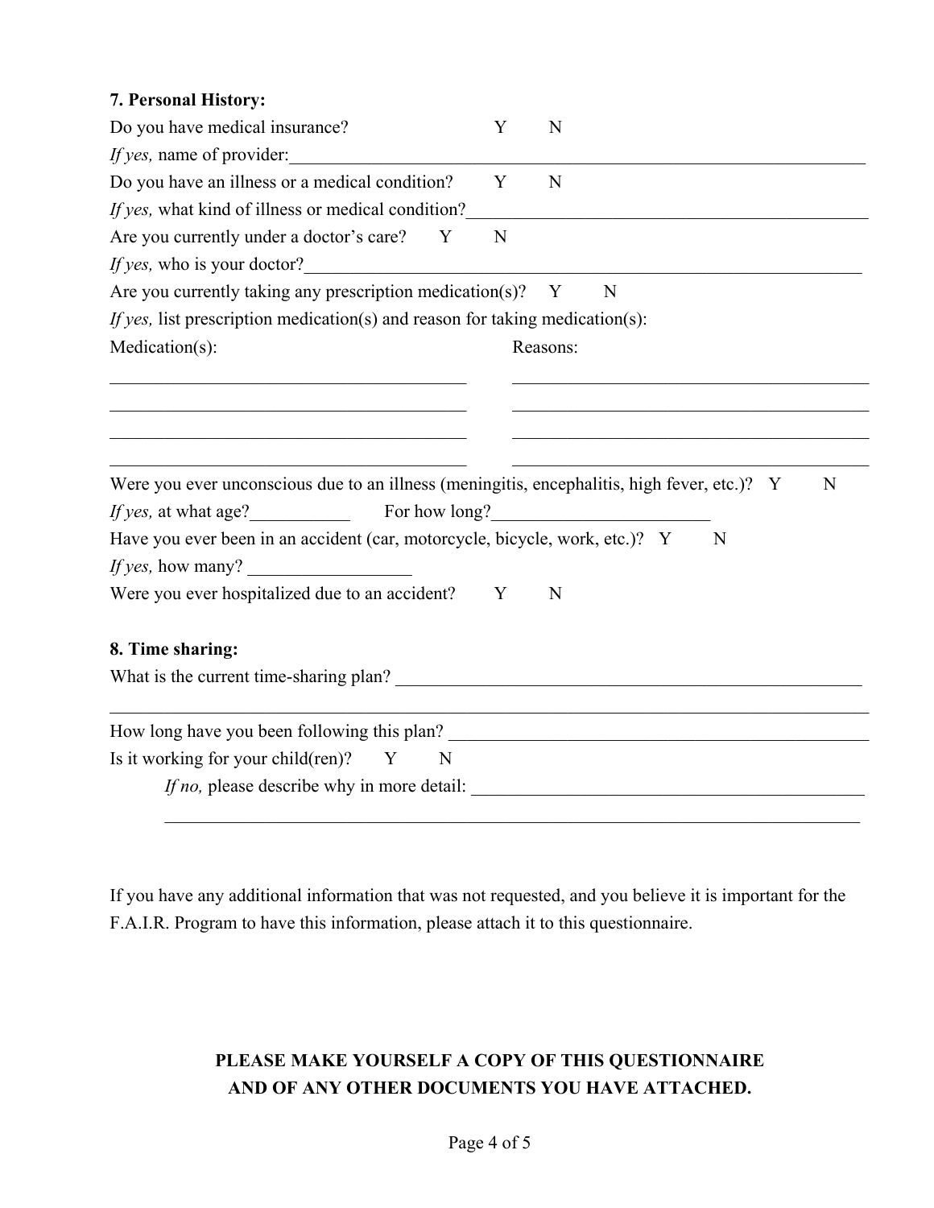**7. Personal History:**

Do you have medical insurance? Y N

*If yes,* name of provider:\_\_\_\_\_\_\_\_\_\_\_\_\_\_\_\_\_\_\_\_\_\_\_\_\_\_\_\_\_\_\_\_\_\_\_\_\_\_\_\_\_\_\_\_\_\_\_\_\_\_\_\_\_\_\_\_\_\_\_\_

Do you have an illness or a medical condition? Y N

*If yes,* what kind of illness or medical condition?\_\_\_\_\_\_\_\_\_\_\_\_\_\_\_\_\_\_\_\_\_\_\_\_\_\_\_\_\_\_\_\_\_\_\_\_\_\_\_\_

Are you currently under a doctor's care? Y N

*If yes,* who is your doctor?\_\_\_\_\_\_\_\_\_\_\_\_\_\_\_\_\_\_\_\_\_\_\_\_\_\_\_\_\_\_\_\_\_\_\_\_\_\_\_\_\_\_\_\_\_\_\_\_\_\_\_\_\_\_\_\_\_\_

Are you currently taking any prescription medication(s)? Y N

*If yes,* list prescription medication(s) and reason for taking medication(s):

| Medication(s): | Reasons: |
|---|---|
| \_\_\_\_\_\_\_\_\_\_\_\_\_\_\_\_\_\_\_\_\_\_\_\_\_\_\_\_\_\_\_\_\_\_\_\_ | \_\_\_\_\_\_\_\_\_\_\_\_\_\_\_\_\_\_\_\_\_\_\_\_\_\_\_\_\_\_\_\_\_\_\_\_ |
| \_\_\_\_\_\_\_\_\_\_\_\_\_\_\_\_\_\_\_\_\_\_\_\_\_\_\_\_\_\_\_\_\_\_\_\_ | \_\_\_\_\_\_\_\_\_\_\_\_\_\_\_\_\_\_\_\_\_\_\_\_\_\_\_\_\_\_\_\_\_\_\_\_ |
| \_\_\_\_\_\_\_\_\_\_\_\_\_\_\_\_\_\_\_\_\_\_\_\_\_\_\_\_\_\_\_\_\_\_\_\_ | \_\_\_\_\_\_\_\_\_\_\_\_\_\_\_\_\_\_\_\_\_\_\_\_\_\_\_\_\_\_\_\_\_\_\_\_ |
| \_\_\_\_\_\_\_\_\_\_\_\_\_\_\_\_\_\_\_\_\_\_\_\_\_\_\_\_\_\_\_\_\_\_\_\_ | \_\_\_\_\_\_\_\_\_\_\_\_\_\_\_\_\_\_\_\_\_\_\_\_\_\_\_\_\_\_\_\_\_\_\_\_ |

Were you ever unconscious due to an illness (meningitis, encephalitis, high fever, etc.)? Y N

*If yes,* at what age?\_\_\_\_\_\_\_\_\_\_\_ For how long?\_\_\_\_\_\_\_\_\_\_\_\_\_\_\_\_\_\_\_\_\_\_\_\_

Have you ever been in an accident (car, motorcycle, bicycle, work, etc.)? Y N

*If yes,* how many? \_\_\_\_\_\_\_\_\_\_\_\_\_\_\_\_\_\_

Were you ever hospitalized due to an accident? Y N

**8. Time sharing:**

What is the current time-sharing plan? \_\_\_\_\_\_\_\_\_\_\_\_\_\_\_\_\_\_\_\_\_\_\_\_\_\_\_\_\_\_\_\_\_\_\_\_\_\_\_\_\_\_\_\_\_\_\_\_\_\_

\_\_\_\_\_\_\_\_\_\_\_\_\_\_\_\_\_\_\_\_\_\_\_\_\_\_\_\_\_\_\_\_\_\_\_\_\_\_\_\_\_\_\_\_\_\_\_\_\_\_\_\_\_\_\_\_\_\_\_\_\_\_\_\_\_\_\_\_\_\_\_\_\_\_\_\_\_\_\_\_\_\_\_\_

How long have you been following this plan? \_\_\_\_\_\_\_\_\_\_\_\_\_\_\_\_\_\_\_\_\_\_\_\_\_\_\_\_\_\_\_\_\_\_\_\_\_\_\_\_\_\_\_\_\_

Is it working for your child(ren)? Y N

*If no,* please describe why in more detail: \_\_\_\_\_\_\_\_\_\_\_\_\_\_\_\_\_\_\_\_\_\_\_\_\_\_\_\_\_\_\_\_\_\_\_\_\_\_\_\_\_\_\_\_

\_\_\_\_\_\_\_\_\_\_\_\_\_\_\_\_\_\_\_\_\_\_\_\_\_\_\_\_\_\_\_\_\_\_\_\_\_\_\_\_\_\_\_\_\_\_\_\_\_\_\_\_\_\_\_\_\_\_\_\_\_\_\_\_\_\_\_\_\_\_\_\_\_\_\_\_\_\_

If you have any additional information that was not requested, and you believe it is important for the F.A.I.R. Program to have this information, please attach it to this questionnaire.

**PLEASE MAKE YOURSELF A COPY OF THIS QUESTIONNAIRE AND OF ANY OTHER DOCUMENTS YOU HAVE ATTACHED.**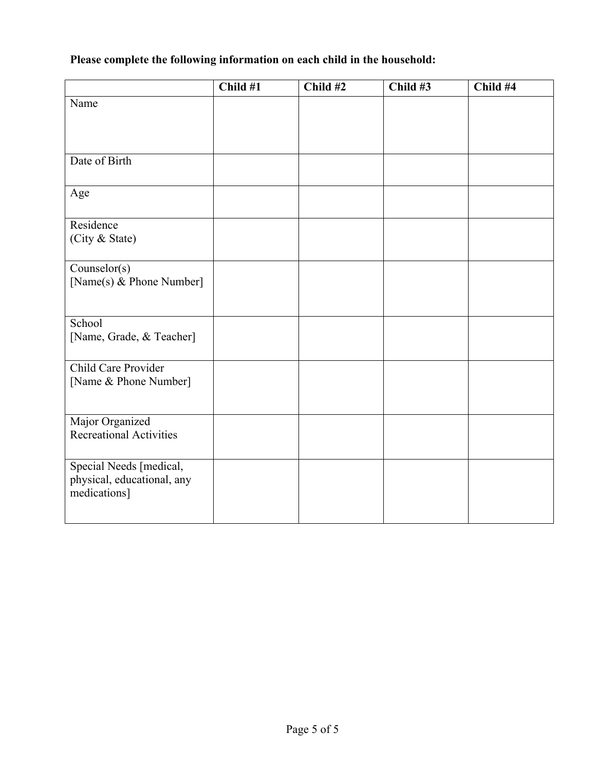**Please complete the following information on each child in the household:**

| | **Child #1** | **Child #2** | **Child #3** | **Child #4** |
|---|---|---|---|---|
| Name | | | | |
| Date of Birth | | | | |
| Age | | | | |
| Residence (City & State) | | | | |
| Counselor(s) [Name(s) & Phone Number] | | | | |
| School [Name, Grade, & Teacher] | | | | |
| Child Care Provider [Name & Phone Number] | | | | |
| Major Organized Recreational Activities | | | | |
| Special Needs [medical, physical, educational, any medications] | | | | |